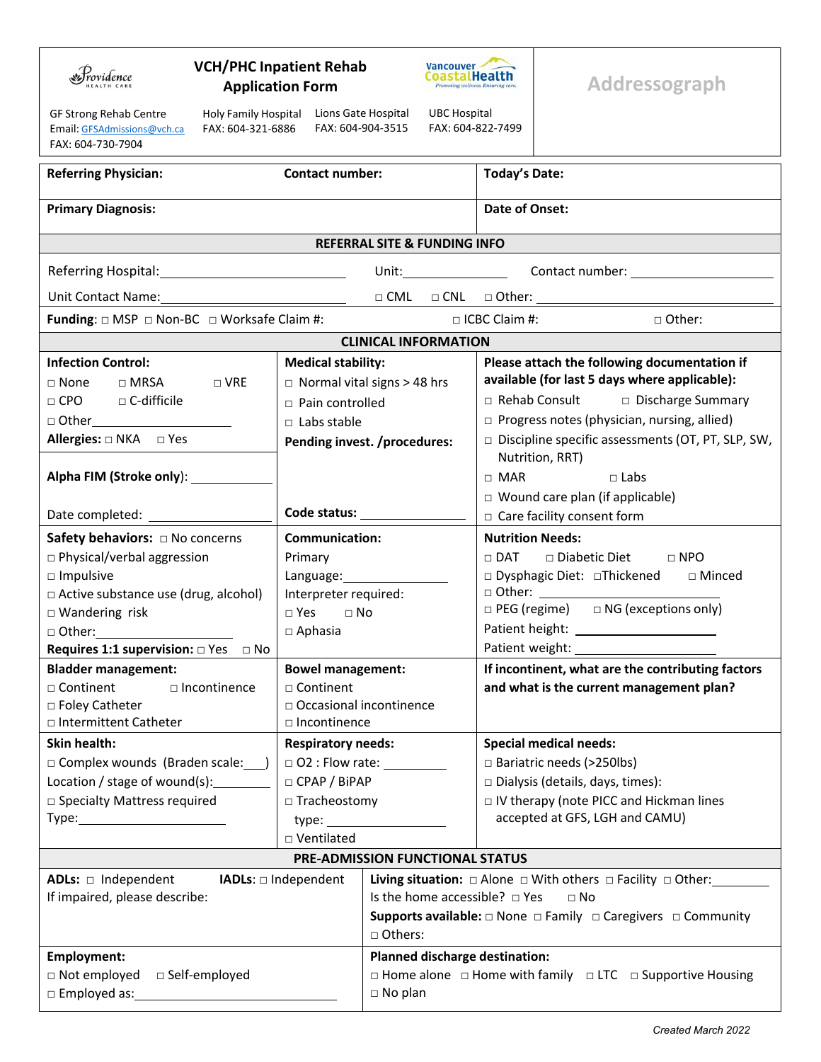# VCH/PHC Inpatient Rehab Application Form

Providence Health Care | Vancouver Coastal Health — Promoting wellness. Ensuring care.

**Addressograph**

| GF Strong Rehab Centre | Holy Family Hospital | Lions Gate Hospital | UBC Hospital |
|---|---|---|---|
| Email: GFSAdmissions@vch.ca | FAX: 604-321-6886 | FAX: 604-904-3515 | FAX: 604-822-7499 |
| FAX: 604-730-7904 | | | |

| **Referring Physician:** | **Contact number:** | **Today's Date:** |
|---|---|---|
| **Primary Diagnosis:** | | **Date of Onset:** |

## REFERRAL SITE & FUNDING INFO

Referring Hospital: ______________________ Unit: ______________ Contact number: ________________

Unit Contact Name: ______________________ □ CML □ CNL □ Other: ______________________

**Funding**: □ MSP □ Non-BC □ Worksafe Claim #: □ ICBC Claim #: □ Other:

## CLINICAL INFORMATION

| | | |
|---|---|---|
| **Infection Control:**<br>□ None □ MRSA □ VRE<br>□ CPO □ C-difficile<br>□ Other ______________<br>**Allergies:** □ NKA □ Yes<br><br>**Alpha FIM (Stroke only)**: __________<br><br>Date completed: ______________ | **Medical stability:**<br>□ Normal vital signs > 48 hrs<br>□ Pain controlled<br>□ Labs stable<br>**Pending invest. /procedures:**<br><br><br>**Code status:** ______________ | **Please attach the following documentation if available (for last 5 days where applicable):**<br>□ Rehab Consult □ Discharge Summary<br>□ Progress notes (physician, nursing, allied)<br>□ Discipline specific assessments (OT, PT, SLP, SW, Nutrition, RRT)<br>□ MAR □ Labs<br>□ Wound care plan (if applicable)<br>□ Care facility consent form |
| **Safety behaviors:** □ No concerns<br>□ Physical/verbal aggression<br>□ Impulsive<br>□ Active substance use (drug, alcohol)<br>□ Wandering risk<br>□ Other: ______________<br>**Requires 1:1 supervision:** □ Yes □ No | **Communication:**<br>Primary Language: ______________<br>Interpreter required:<br>□ Yes □ No<br>□ Aphasia | **Nutrition Needs:**<br>□ DAT □ Diabetic Diet □ NPO<br>□ Dysphagic Diet: □Thickened □ Minced<br>□ Other: ______________<br>□ PEG (regime) □ NG (exceptions only)<br>Patient height: ______________<br>Patient weight: ______________ |
| **Bladder management:**<br>□ Continent □ Incontinence<br>□ Foley Catheter<br>□ Intermittent Catheter | **Bowel management:**<br>□ Continent<br>□ Occasional incontinence<br>□ Incontinence | **If incontinent, what are the contributing factors and what is the current management plan?** |
| **Skin health:**<br>□ Complex wounds (Braden scale:___)<br>Location / stage of wound(s): ________<br>□ Specialty Mattress required<br>Type: ______________ | **Respiratory needs:**<br>□ O2 : Flow rate: ________<br>□ CPAP / BiPAP<br>□ Tracheostomy<br>type: ______________<br>□ Ventilated | **Special medical needs:**<br>□ Bariatric needs (>250lbs)<br>□ Dialysis (details, days, times):<br>□ IV therapy (note PICC and Hickman lines accepted at GFS, LGH and CAMU) |

## PRE-ADMISSION FUNCTIONAL STATUS

| | |
|---|---|
| **ADLs:** □ Independent **IADLs**: □ Independent<br>If impaired, please describe: | **Living situation:** □ Alone □ With others □ Facility □ Other: ________<br>Is the home accessible? □ Yes □ No<br>**Supports available:** □ None □ Family □ Caregivers □ Community<br>□ Others: |
| **Employment:**<br>□ Not employed □ Self-employed<br>□ Employed as: ______________________ | **Planned discharge destination:**<br>□ Home alone □ Home with family □ LTC □ Supportive Housing<br>□ No plan |

*Created March 2022*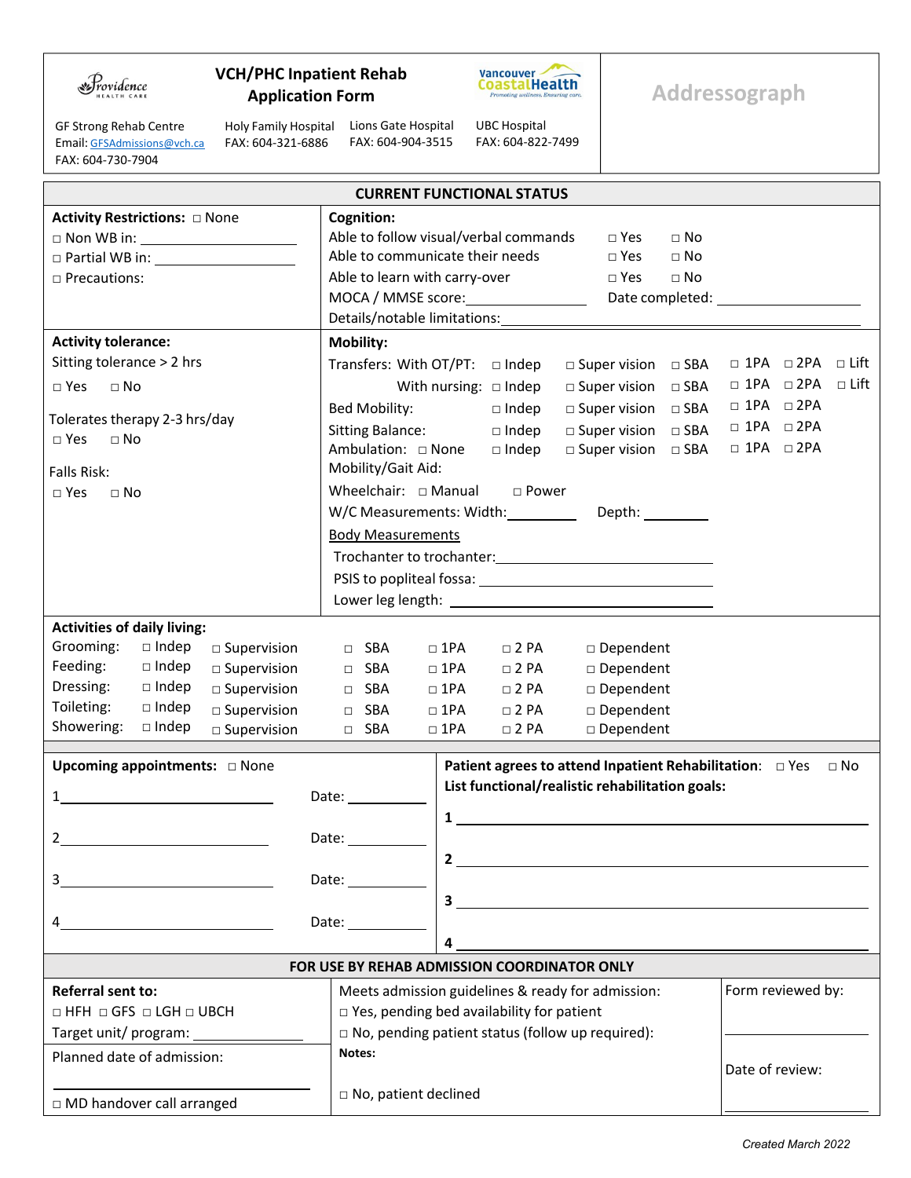# VCH/PHC Inpatient Rehab Application Form

Providence HEALTH CARE | Vancouver CoastalHealth *Promoting wellness. Ensuring care.*

| GF Strong Rehab Centre | Holy Family Hospital | Lions Gate Hospital | UBC Hospital |
|---|---|---|---|
| Email: GFSAdmissions@vch.ca<br>FAX: 604-730-7904 | FAX: 604-321-6886 | FAX: 604-904-3515 | FAX: 604-822-7499 |

Addressograph

## CURRENT FUNCTIONAL STATUS

**Activity Restrictions:** □ None

□ Non WB in: ____________________

□ Partial WB in: ____________________

□ Precautions:

**Cognition:**

| | | |
|---|---|---|
| Able to follow visual/verbal commands | □ Yes | □ No |
| Able to communicate their needs | □ Yes | □ No |
| Able to learn with carry-over | □ Yes | □ No |

MOCA / MMSE score: ______________ Date completed: ______________

Details/notable limitations: ____________________________________

**Activity tolerance:**

Sitting tolerance > 2 hrs

□ Yes □ No

Tolerates therapy 2-3 hrs/day

□ Yes □ No

Falls Risk:

□ Yes □ No

**Mobility:**

| | | | | | | | |
|---|---|---|---|---|---|---|---|
| Transfers: With OT/PT: | □ Indep | □ Super vision | □ SBA | □ 1PA | □ 2PA | □ Lift |
| With nursing: | □ Indep | □ Super vision | □ SBA | □ 1PA | □ 2PA | □ Lift |
| Bed Mobility: | □ Indep | □ Super vision | □ SBA | □ 1PA | □ 2PA | |
| Sitting Balance: | □ Indep | □ Super vision | □ SBA | □ 1PA | □ 2PA | |
| Ambulation: □ None | □ Indep | □ Super vision | □ SBA | □ 1PA | □ 2PA | |

Mobility/Gait Aid:

Wheelchair: □ Manual □ Power

W/C Measurements: Width: __________ Depth: __________

Body Measurements

Trochanter to trochanter: ______________________________

PSIS to popliteal fossa: ______________________________

Lower leg length: ______________________________

**Activities of daily living:**

| | | | | | | |
|---|---|---|---|---|---|---|
| Grooming: | □ Indep | □ Supervision | □ SBA | □ 1PA | □ 2 PA | □ Dependent |
| Feeding: | □ Indep | □ Supervision | □ SBA | □ 1PA | □ 2 PA | □ Dependent |
| Dressing: | □ Indep | □ Supervision | □ SBA | □ 1PA | □ 2 PA | □ Dependent |
| Toileting: | □ Indep | □ Supervision | □ SBA | □ 1PA | □ 2 PA | □ Dependent |
| Showering: | □ Indep | □ Supervision | □ SBA | □ 1PA | □ 2 PA | □ Dependent |

**Upcoming appointments:** □ None

1 ______________________ Date: __________

2 ______________________ Date: __________

3 ______________________ Date: __________

4 ______________________ Date: __________

**Patient agrees to attend Inpatient Rehabilitation:** □ Yes □ No

**List functional/realistic rehabilitation goals:**

**1** ______________________________

**2** ______________________________

**3** ______________________________

**4** ______________________________

## FOR USE BY REHAB ADMISSION COORDINATOR ONLY

**Referral sent to:**

□ HFH □ GFS □ LGH □ UBCH

Target unit/ program: ______________

Planned date of admission:

______________________

□ MD handover call arranged

Meets admission guidelines & ready for admission:

□ Yes, pending bed availability for patient

□ No, pending patient status (follow up required):

**Notes:**

□ No, patient declined

Form reviewed by:

______________________

Date of review:

______________________

*Created March 2022*